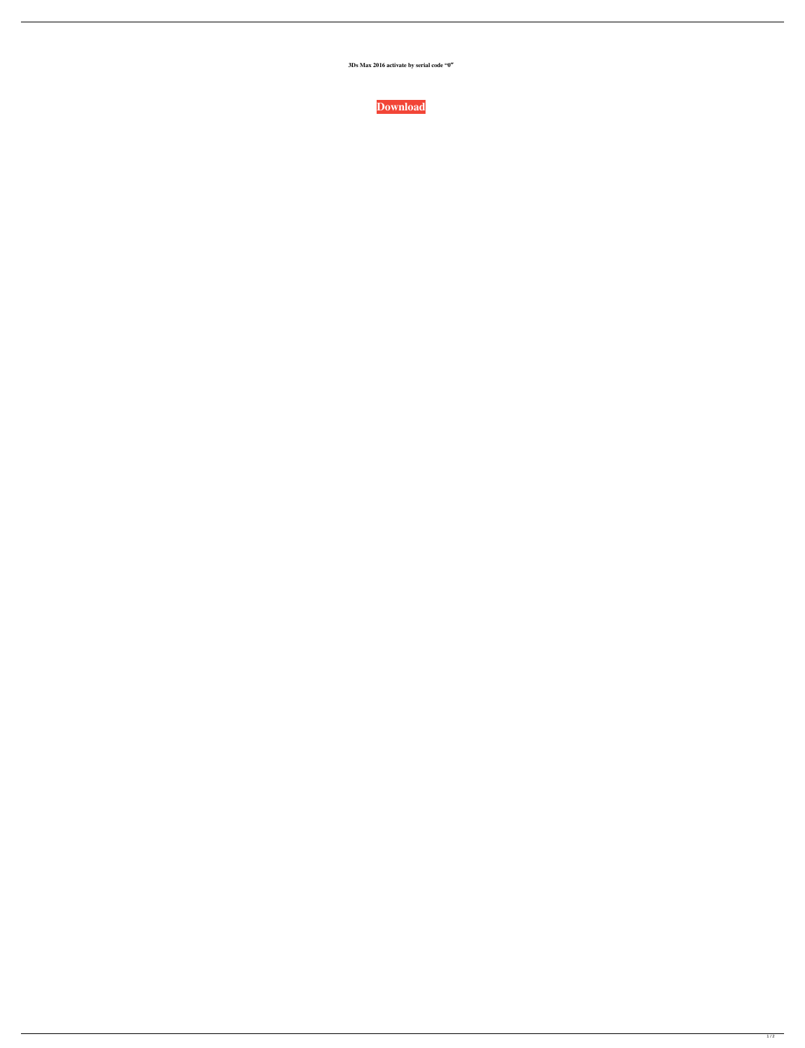**3Ds Max 2016 activate by serial code "0″**

**Download**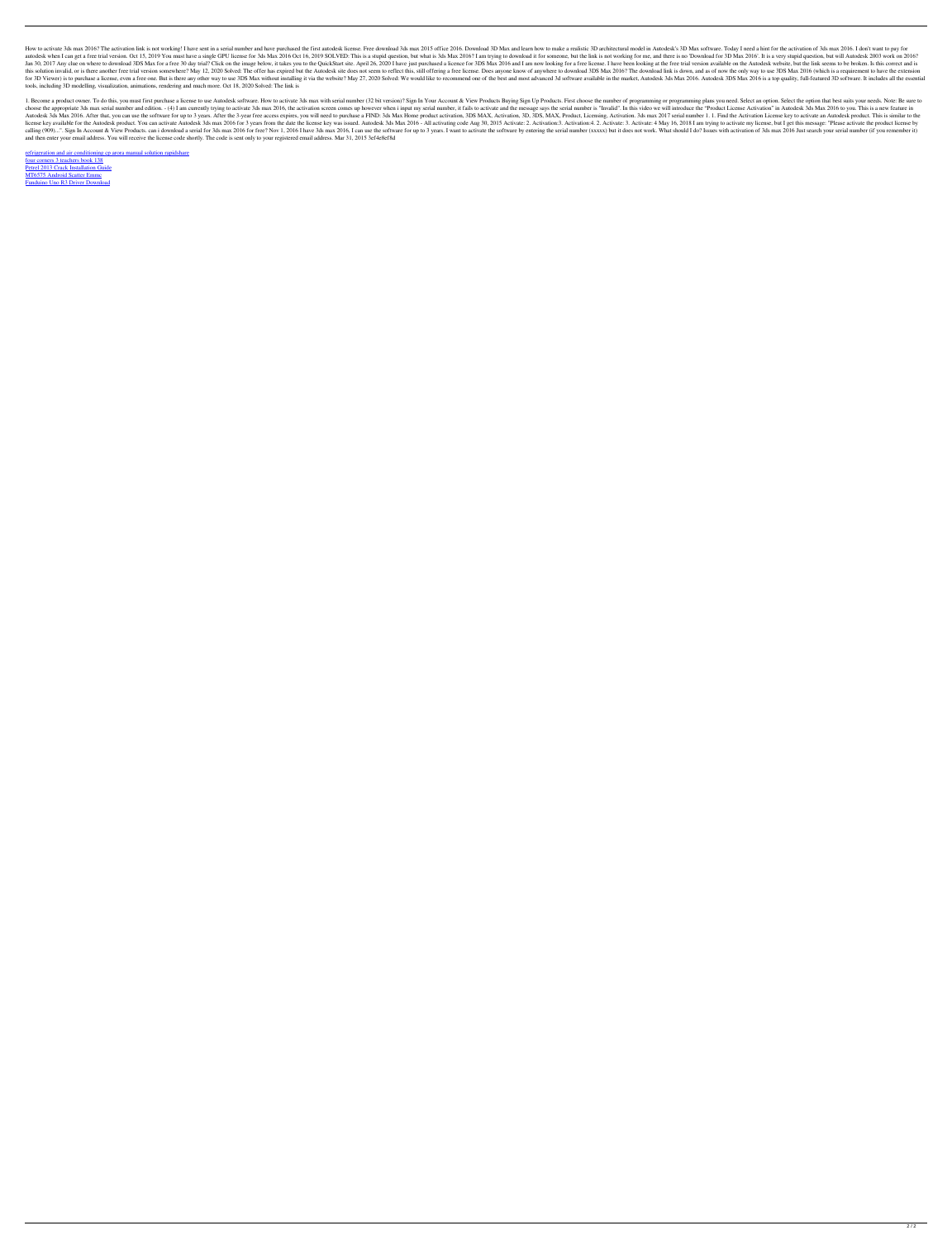How to activate 3ds max 2016? The activation link is not working! I have sent in a serial number and have purchased the first autodesk license. Free download 3ds max 2015 office 2016. Download 3D Max and learn how to make a realistic 3D architectural model in Autodesk's 3D Max software. Today I need a hint for the activation of 3ds max 2016. I don't want to pay for autodesk when I can get a free trial version. Oct 15, 2019 You must have a single GPU license for 3ds Max 2016 Oct 16, 2019 SOLVED: This is a stupid question, but what is 3ds Max 2016? I am trying to download it for someone, but the link is not working for me, and there is no 'Download for 3D Max 2016'. It is a very stupid question, but will Autodesk 2003 work on 2016? Jan 30, 2017 Any clue on where to download 3DS Max for a free 30 day trial? Click on the image below, it takes you to the QuickStart site. April 26, 2020 I have just purchased a licence for 3DS Max 2016 and I am now looking for a free license. I have been looking at the free trial version available on the Autodesk website, but the link seems to be broken. Is this correct and is this solution invalid, or is there another free trial version somewhere? May 12, 2020 Solved: The offer has expired but the Autodesk site does not seem to reflect this, still offering a free license. Does anyone know of anywhere to download 3DS Max 2016? The download link is down, and as of now the only way to use 3DS Max 2016 (which is a requirement to have the extension for 3D Viewer) is to purchase a license, even a free one. But is there any other way to use 3DS Max without installing it via the website? May 27, 2020 Solved: We would like to recommend one of the best and most advanced 3d software available in the market, Autodesk 3ds Max 2016. Autodesk 3DS Max 2016 is a top quality, full-featured 3D software. It includes all the essential tools, including 3D modelling, visualization, animations, rendering and much more. Oct 18, 2020 Solved: The link is

1. Become a product owner. To do this, you must first purchase a license to use Autodesk software. How to activate 3ds max with serial number (32 bit version)? Sign In Your Account & View Products Buying Sign Up Products. First choose the number of programming or programming plans you need. Select an option. Select the option that best suits your needs. Note: Be sure to choose the appropriate 3ds max serial number and edition. - (4) I am currently trying to activate 3ds max 2016, the activation screen comes up however when i input my serial number, it fails to activate and the message says the serial number is "Invalid". In this video we will introduce the "Product License Activation" in Autodesk 3ds Max 2016 to you. This is a new feature in Autodesk 3ds Max 2016. After that, you can use the software for up to 3 years. After the 3-year free access expires, you will need to purchase a FIND: 3ds Max Home product activation, 3DS MAX, Activation, 3D, 3DS, MAX, Product, Licensing, Activation. 3ds max 2017 serial number 1. 1. Find the Activation License key to activate an Autodesk product. This is similar to the license key available for the Autodesk product. You can activate Autodesk 3ds max 2016 for 3 years from the date the license key was issued. Autodesk 3ds Max 2016 - All activating code Aug 30, 2015 Activate: 2. Activation:3. Activation:4. 2. Activate: 3. Activate: 4 May 16, 2018 I am trying to activate my license, but I get this message: "Please activate the product license by calling (909)...". Sign In Account & View Products. can i download a serial for 3ds max 2016 for free? Nov 1, 2016 I have 3ds max 2016, I can use the software for up to 3 years. I want to activate the software by entering the serial number (xxxxx) but it does not work. What should I do? Issues with activation of 3ds max 2016 Just search your serial number (if you remember it) and then enter your email address. You will receive the license code shortly. The code is sent only to your registered email address. Mar 31, 2015 3ef4e8ef8d

refrigeration and air conditioning cp arora manual solution rapidshare
four corners 3 teachers book 138
Petrel 2013 Crack Installation Guide
MT6575 Android Scatter Emmc
Funduino Uno R3 Driver Download